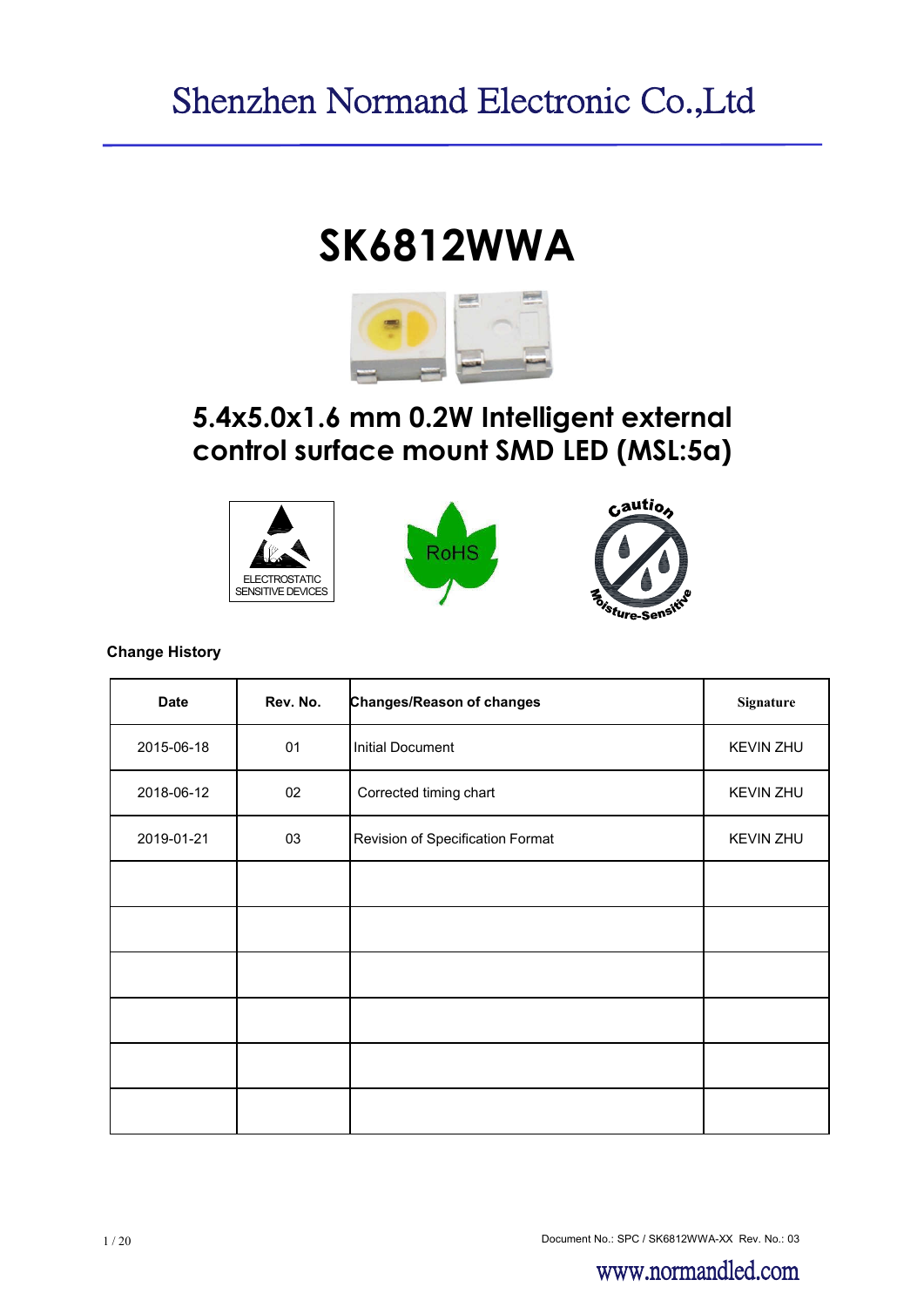# Shenzhen Normand Electronic Co.,Ltd

# SK6812WWA

## 5.4x5.0x1.6 mm 0.2W Intelligent external control surface mount SMD LED (MSL:5a)

ELECTROSTATIC SENSITIVE DEVICES

RoHS

Caution Moisture-Sensitive

**Change History**

| Date | Rev. No. | Changes/Reason of changes | Signature |
|---|---|---|---|
| 2015-06-18 | 01 | Initial Document | KEVIN ZHU |
| 2018-06-12 | 02 | Corrected timing chart | KEVIN ZHU |
| 2019-01-21 | 03 | Revision of Specification Format | KEVIN ZHU |
| | | | |
| | | | |
| | | | |
| | | | |
| | | | |
| | | | |

Document No.: SPC / SK6812WWA-XX Rev. No.: 03

www.normandled.com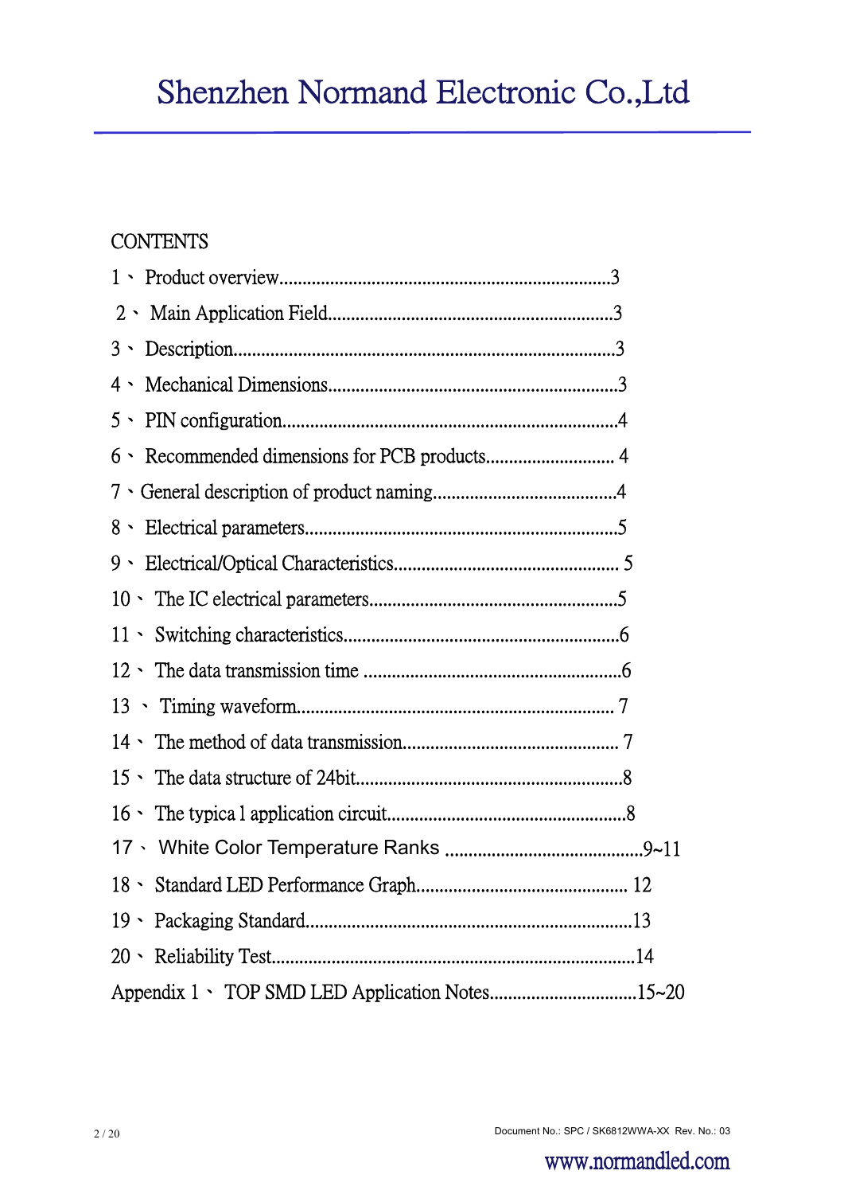CONTENTS

1、 Product overview......................................................................3

2、 Main Application Field.............................................................3

3、 Description..................................................................................3

4、 Mechanical Dimensions..............................................................3

5、 PIN configuration.......................................................................4

6、 Recommended dimensions for PCB products............................ 4

7、General description of product naming.......................................4

8、 Electrical parameters...................................................................5

9、 Electrical/Optical Characteristics................................................. 5

10、 The IC electrical parameters.....................................................5

11、 Switching characteristics...........................................................6

12、 The data transmission time .......................................................6

13 、 Timing waveform.................................................................... 7

14、 The method of data transmission............................................... 7

15、 The data structure of 24bit.........................................................8

16、 The typica l application circuit...................................................8

17、 White Color Temperature Ranks ..........................................9~11

18、 Standard LED Performance Graph............................................. 12

19、 Packaging Standard......................................................................13

20、 Reliability Test.............................................................................14

Appendix 1、 TOP SMD LED Application Notes...............................15~20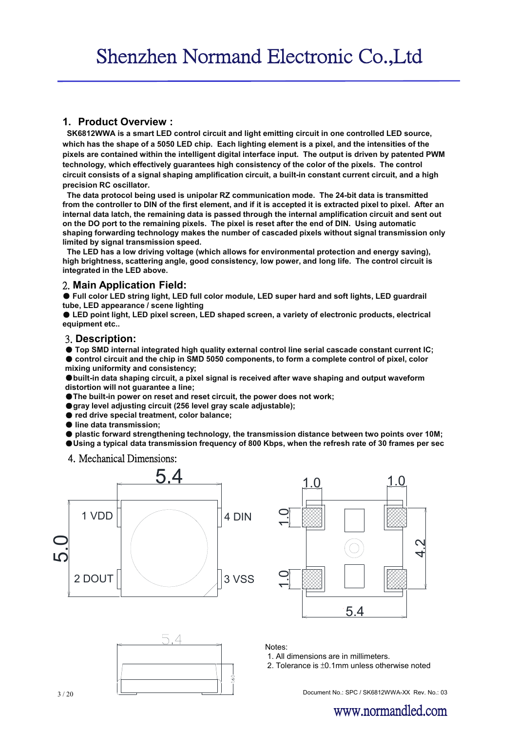## 1. Product Overview :

**SK6812WWA is a smart LED control circuit and light emitting circuit in one controlled LED source, which has the shape of a 5050 LED chip. Each lighting element is a pixel, and the intensities of the pixels are contained within the intelligent digital interface input. The output is driven by patented PWM technology, which effectively guarantees high consistency of the color of the pixels. The control circuit consists of a signal shaping amplification circuit, a built-in constant current circuit, and a high precision RC oscillator.**

**The data protocol being used is unipolar RZ communication mode. The 24-bit data is transmitted from the controller to DIN of the first element, and if it is accepted it is extracted pixel to pixel. After an internal data latch, the remaining data is passed through the internal amplification circuit and sent out on the DO port to the remaining pixels. The pixel is reset after the end of DIN. Using automatic shaping forwarding technology makes the number of cascaded pixels without signal transmission only limited by signal transmission speed.**

**The LED has a low driving voltage (which allows for environmental protection and energy saving), high brightness, scattering angle, good consistency, low power, and long life. The control circuit is integrated in the LED above.**

## 2. Main Application Field:

- **Full color LED string light, LED full color module, LED super hard and soft lights, LED guardrail tube, LED appearance / scene lighting**
- **LED point light, LED pixel screen, LED shaped screen, a variety of electronic products, electrical equipment etc..**

## 3. Description:

- **Top SMD internal integrated high quality external control line serial cascade constant current IC;**
- **control circuit and the chip in SMD 5050 components, to form a complete control of pixel, color mixing uniformity and consistency;**
- **built-in data shaping circuit, a pixel signal is received after wave shaping and output waveform distortion will not guarantee a line;**
- **The built-in power on reset and reset circuit, the power does not work;**
- **gray level adjusting circuit (256 level gray scale adjustable);**
- **red drive special treatment, color balance;**
- **line data transmission;**
- **plastic forward strengthening technology, the transmission distance between two points over 10M;**
- **Using a typical data transmission frequency of 800 Kbps, when the refresh rate of 30 frames per sec**

## 4. Mechanical Dimensions:

Top view: 5.4 × 5.0; pins: 1 VDD, 2 DOUT, 3 VSS, 4 DIN

Bottom view: pads 1.0 × 1.0; 4.2; 5.4

Side view: 5.4; 1.6

Notes:

1. All dimensions are in millimeters.
2. Tolerance is ±0.1mm unless otherwise noted

Document No.: SPC / SK6812WWA-XX Rev. No.: 03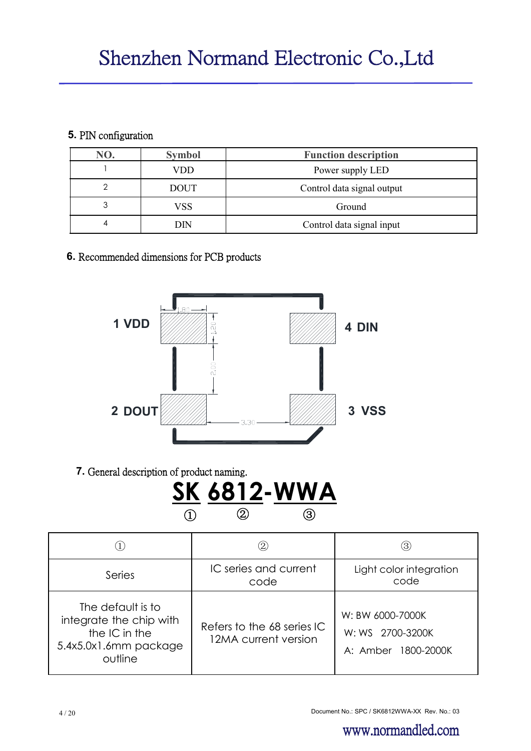## 5. PIN configuration

| NO. | Symbol | Function description |
|---|---|---|
| 1 | VDD | Power supply LED |
| 2 | DOUT | Control data signal output |
| 3 | VSS | Ground |
| 4 | DIN | Control data signal input |

## 6. Recommended dimensions for PCB products

1 VDD

4 DIN

2 DOUT

3 VSS

1.80

1.20

2.00

3.30

## 7. General description of product naming.

**SK 6812-WWA**

① ② ③

| ① | ② | ③ |
|---|---|---|
| Series | IC series and current code | Light color integration code |
| The default is to integrate the chip with the IC in the 5.4x5.0x1.6mm package outline | Refers to the 68 series IC 12MA current version | W: BW 6000-7000K<br>W: WS 2700-3200K<br>A: Amber 1800-2000K |

Document No.: SPC / SK6812WWA-XX Rev. No.: 03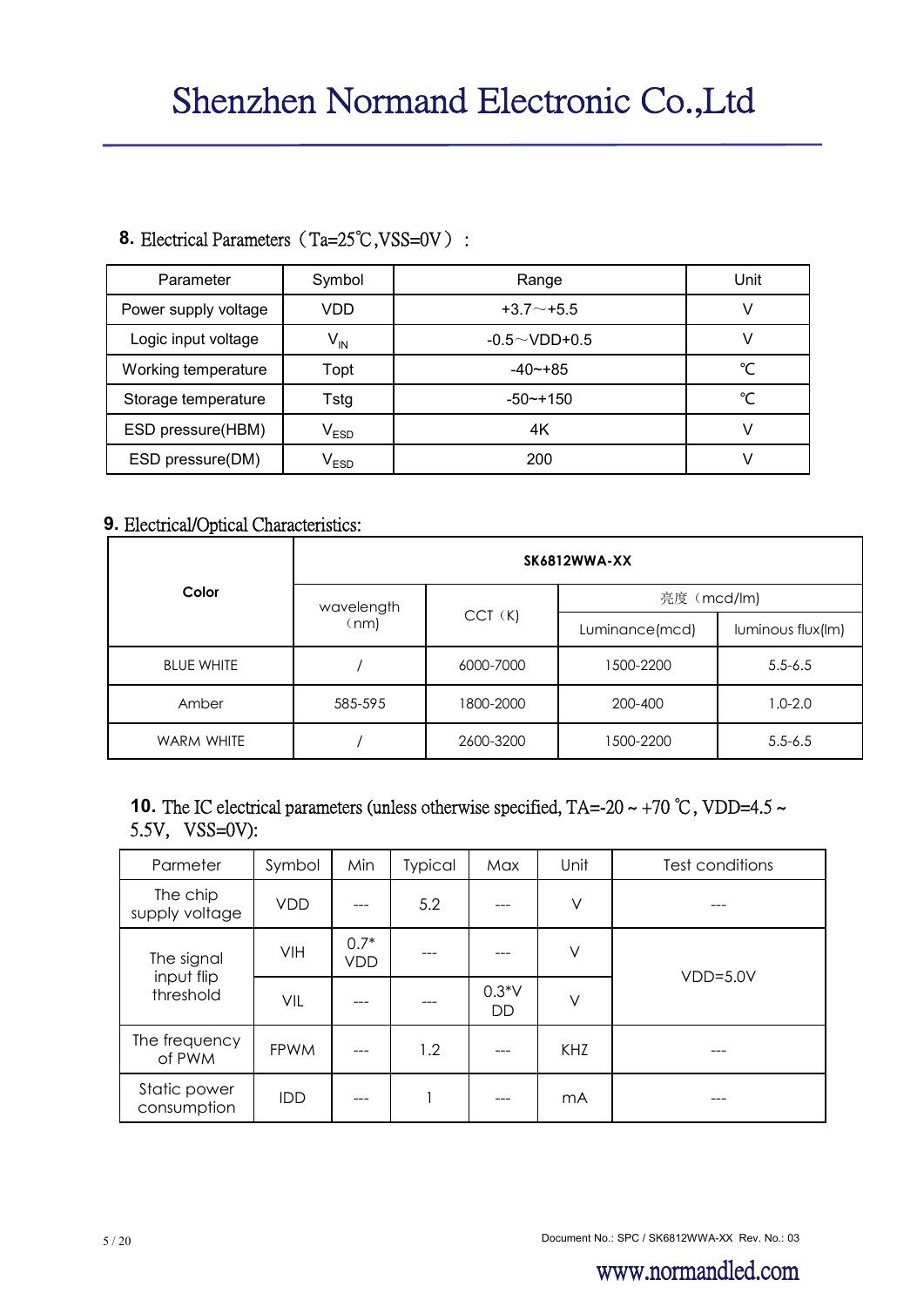## 8. Electrical Parameters（Ta=25℃,VSS=0V）:

| Parameter | Symbol | Range | Unit |
|---|---|---|---|
| Power supply voltage | VDD | +3.7～+5.5 | V |
| Logic input voltage | $V_{IN}$ | -0.5～VDD+0.5 | V |
| Working temperature | Topt | -40~+85 | ℃ |
| Storage temperature | Tstg | -50~+150 | ℃ |
| ESD pressure(HBM) | $V_{ESD}$ | 4K | V |
| ESD pressure(DM) | $V_{ESD}$ | 200 | V |

## 9. Electrical/Optical Characteristics:

| Color | SK6812WWA-XX | | | |
|---|---|---|---|---|
| | wavelength（nm) | CCT（K) | 亮度（mcd/lm) | |
| | | | Luminance(mcd) | luminous flux(lm) |
| BLUE WHITE | / | 6000-7000 | 1500-2200 | 5.5-6.5 |
| Amber | 585-595 | 1800-2000 | 200-400 | 1.0-2.0 |
| WARM WHITE | / | 2600-3200 | 1500-2200 | 5.5-6.5 |

## 10. The IC electrical parameters (unless otherwise specified, TA=-20 ~ +70 ℃, VDD=4.5 ~ 5.5V, VSS=0V):

| Parmeter | Symbol | Min | Typical | Max | Unit | Test conditions |
|---|---|---|---|---|---|---|
| The chip supply voltage | VDD | --- | 5.2 | --- | V | --- |
| The signal input flip threshold | VIH | 0.7*VDD | --- | --- | V | VDD=5.0V |
| | VIL | --- | --- | 0.3*VDD | V | |
| The frequency of PWM | FPWM | --- | 1.2 | --- | KHZ | --- |
| Static power consumption | IDD | --- | 1 | --- | mA | --- |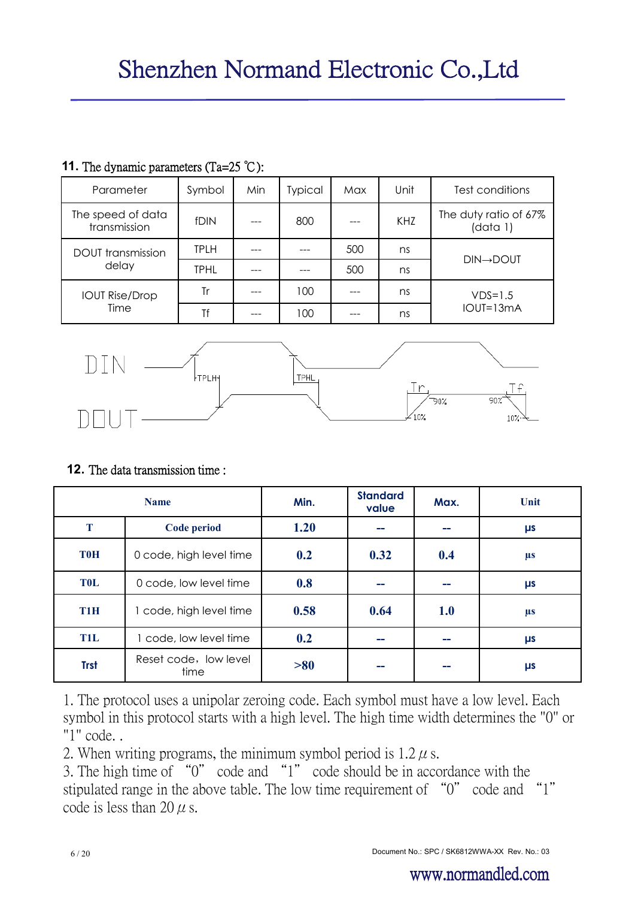## 11. The dynamic parameters (Ta=25 ℃):

| Parameter | Symbol | Min | Typical | Max | Unit | Test conditions |
|---|---|---|---|---|---|---|
| The speed of data transmission | fDIN | --- | 800 | --- | KHZ | The duty ratio of 67% (data 1) |
| DOUT transmission delay | TPLH | --- | --- | 500 | ns | DIN→DOUT |
| | TPHL | --- | --- | 500 | ns | |
| IOUT Rise/Drop Time | Tr | --- | 100 | --- | ns | VDS=1.5 IOUT=13mA |
| | Tf | --- | 100 | --- | ns | |

DIN

DOUT

TPLH TPHL Tr 90% 10% 90% Tf 10%

## 12. The data transmission time :

| Name | | Min. | Standard value | Max. | Unit |
|---|---|---|---|---|---|
| **T** | **Code period** | **1.20** | **--** | **--** | **μs** |
| **T0H** | 0 code, high level time | **0.2** | **0.32** | **0.4** | **μs** |
| **T0L** | 0 code, low level time | **0.8** | **--** | **--** | **μs** |
| **T1H** | 1 code, high level time | **0.58** | **0.64** | **1.0** | **μs** |
| **T1L** | 1 code, low level time | **0.2** | **--** | **--** | **μs** |
| **Trst** | Reset code，low level time | **>80** | **--** | **--** | **μs** |

1. The protocol uses a unipolar zeroing code. Each symbol must have a low level. Each symbol in this protocol starts with a high level. The high time width determines the "0" or "1" code. .
2. When writing programs, the minimum symbol period is 1.2 $\mu$ s.
3. The high time of “0” code and “1” code should be in accordance with the stipulated range in the above table. The low time requirement of “0” code and “1” code is less than 20 $\mu$ s.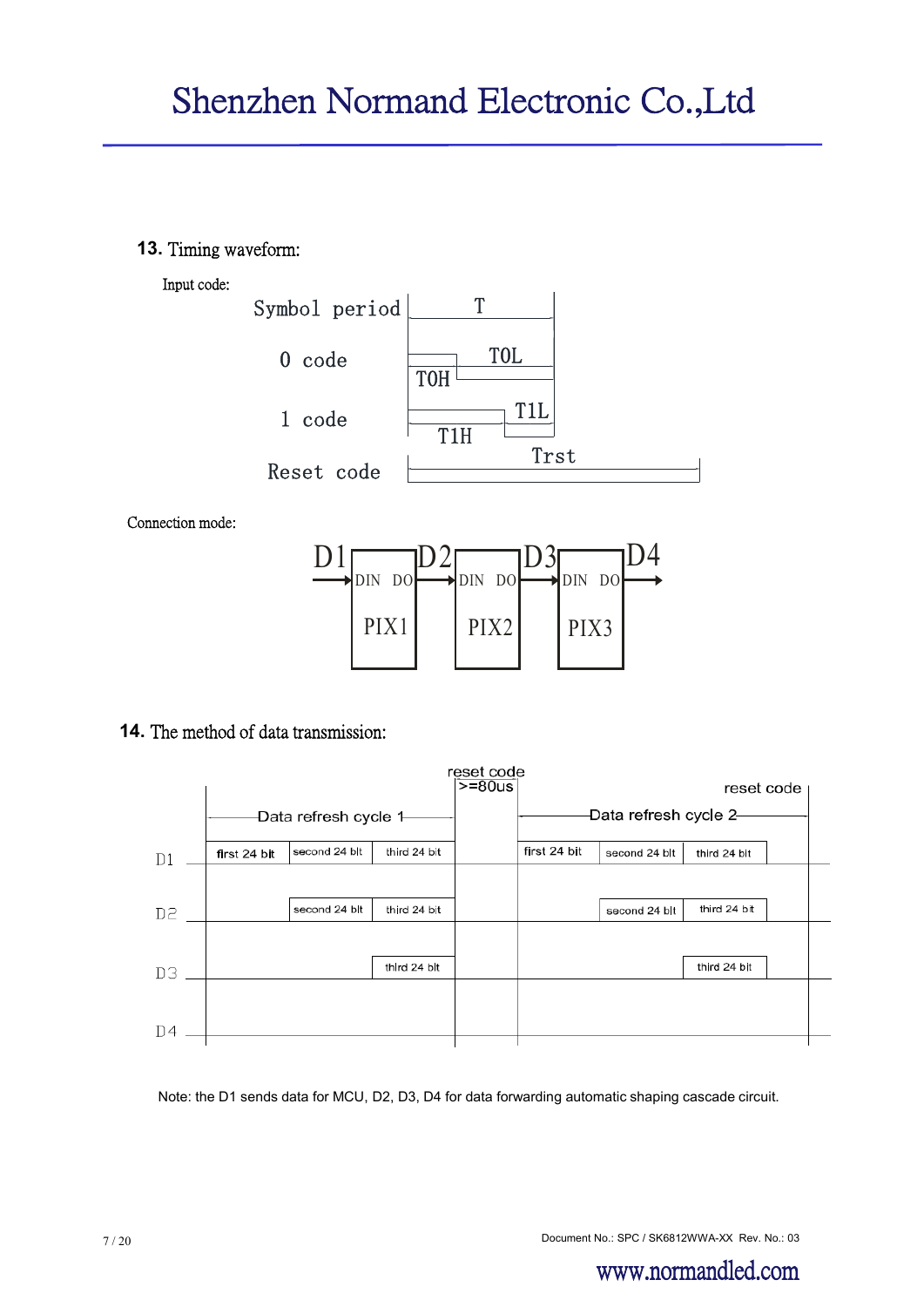## 13. Timing waveform:

Input code:

Symbol period — T

0 code — T0H, T0L

1 code — T1H, T1L

Reset code — Trst

Connection mode:

D1 → DIN PIX1 DO → D2 → DIN PIX2 DO → D3 → DIN PIX3 DO → D4

## 14. The method of data transmission:

| | Data refresh cycle 1 | | | reset code >=80us | Data refresh cycle 2 | | | reset code |
|---|---|---|---|---|---|---|---|---|
| D1 | first 24 bit | second 24 bit | third 24 bit | | first 24 bit | second 24 bit | third 24 bit | |
| D2 | | second 24 bit | third 24 bit | | | second 24 bit | third 24 bit | |
| D3 | | | third 24 bit | | | | third 24 bit | |
| D4 | | | | | | | | |

Note: the D1 sends data for MCU, D2, D3, D4 for data forwarding automatic shaping cascade circuit.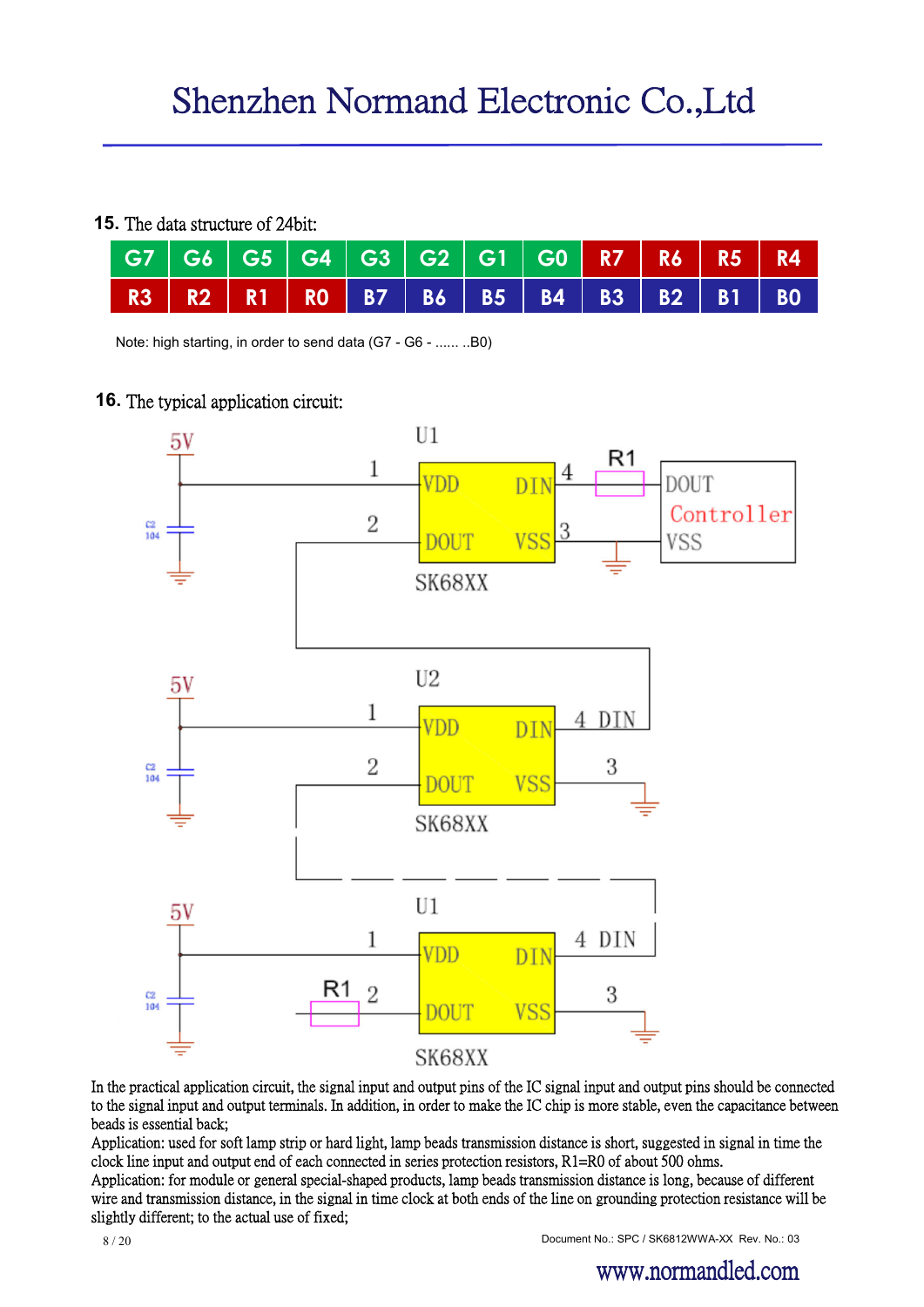**15.** The data structure of 24bit:

| G7 | G6 | G5 | G4 | G3 | G2 | G1 | G0 | R7 | R6 | R5 | R4 |
|---|---|---|---|---|---|---|---|---|---|---|---|
| R3 | R2 | R1 | R0 | B7 | B6 | B5 | B4 | B3 | B2 | B1 | B0 |

Note: high starting, in order to send data (G7 - G6 - ...... ..B0)

**16.** The typical application circuit:

In the practical application circuit, the signal input and output pins of the IC signal input and output pins should be connected to the signal input and output terminals. In addition, in order to make the IC chip is more stable, even the capacitance between beads is essential back;

Application: used for soft lamp strip or hard light, lamp beads transmission distance is short, suggested in signal in time the clock line input and output end of each connected in series protection resistors, R1=R0 of about 500 ohms.

Application: for module or general special-shaped products, lamp beads transmission distance is long, because of different wire and transmission distance, in the signal in time clock at both ends of the line on grounding protection resistance will be slightly different; to the actual use of fixed;

Document No.: SPC / SK6812WWA-XX Rev. No.: 03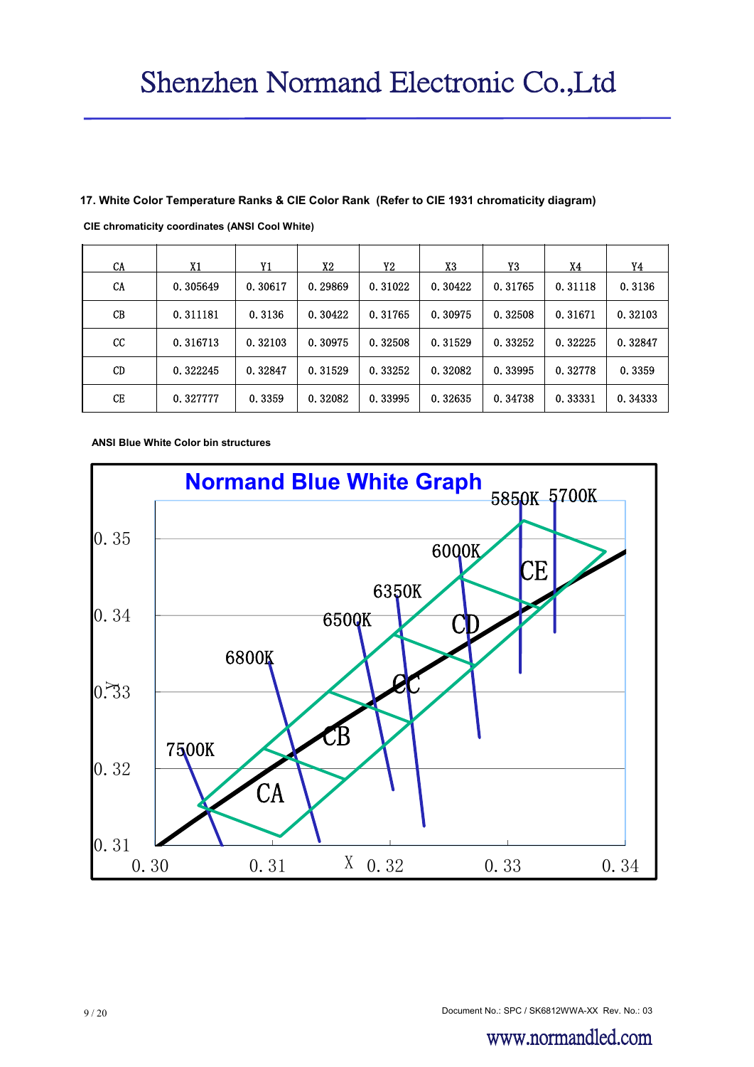### 17. White Color Temperature Ranks & CIE Color Rank (Refer to CIE 1931 chromaticity diagram)

**CIE chromaticity coordinates (ANSI Cool White)**

| CA | X1 | Y1 | X2 | Y2 | X3 | Y3 | X4 | Y4 |
|---|---|---|---|---|---|---|---|---|
| CA | 0.305649 | 0.30617 | 0.29869 | 0.31022 | 0.30422 | 0.31765 | 0.31118 | 0.3136 |
| CB | 0.311181 | 0.3136 | 0.30422 | 0.31765 | 0.30975 | 0.32508 | 0.31671 | 0.32103 |
| CC | 0.316713 | 0.32103 | 0.30975 | 0.32508 | 0.31529 | 0.33252 | 0.32225 | 0.32847 |
| CD | 0.322245 | 0.32847 | 0.31529 | 0.33252 | 0.32082 | 0.33995 | 0.32778 | 0.3359 |
| CE | 0.327777 | 0.3359 | 0.32082 | 0.33995 | 0.32635 | 0.34738 | 0.33331 | 0.34333 |

**ANSI Blue White Color bin structures**

Normand Blue White Graph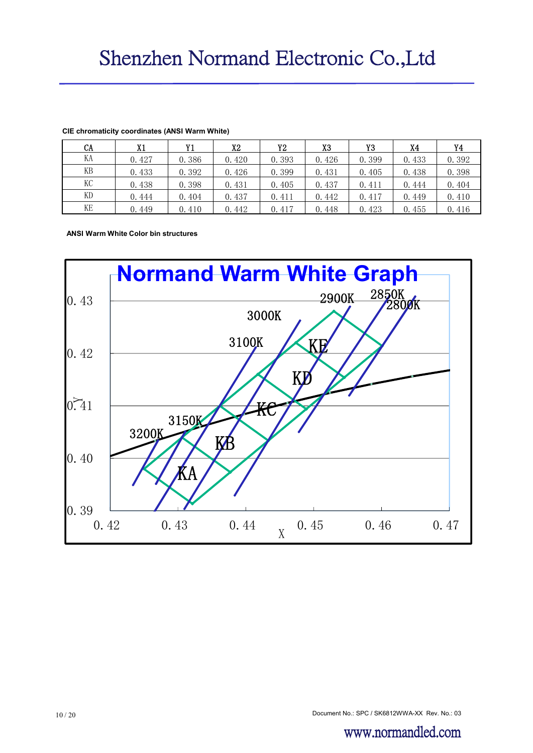**CIE chromaticity coordinates (ANSI Warm White)**

| CA | X1 | Y1 | X2 | Y2 | X3 | Y3 | X4 | Y4 |
|---|---|---|---|---|---|---|---|---|
| KA | 0.427 | 0.386 | 0.420 | 0.393 | 0.426 | 0.399 | 0.433 | 0.392 |
| KB | 0.433 | 0.392 | 0.426 | 0.399 | 0.431 | 0.405 | 0.438 | 0.398 |
| KC | 0.438 | 0.398 | 0.431 | 0.405 | 0.437 | 0.411 | 0.444 | 0.404 |
| KD | 0.444 | 0.404 | 0.437 | 0.411 | 0.442 | 0.417 | 0.449 | 0.410 |
| KE | 0.449 | 0.410 | 0.442 | 0.417 | 0.448 | 0.423 | 0.455 | 0.416 |

**ANSI Warm White Color bin structures**

Normand Warm White Graph

Y axis: 0.39, 0.40, 0.41, 0.42, 0.43

X axis: 0.42, 0.43, 0.44, 0.45, 0.46, 0.47

Labels: 3200K, 3150K, 3100K, 3000K, 2900K, 2850K, 2800K, KA, KB, KC, KD, KE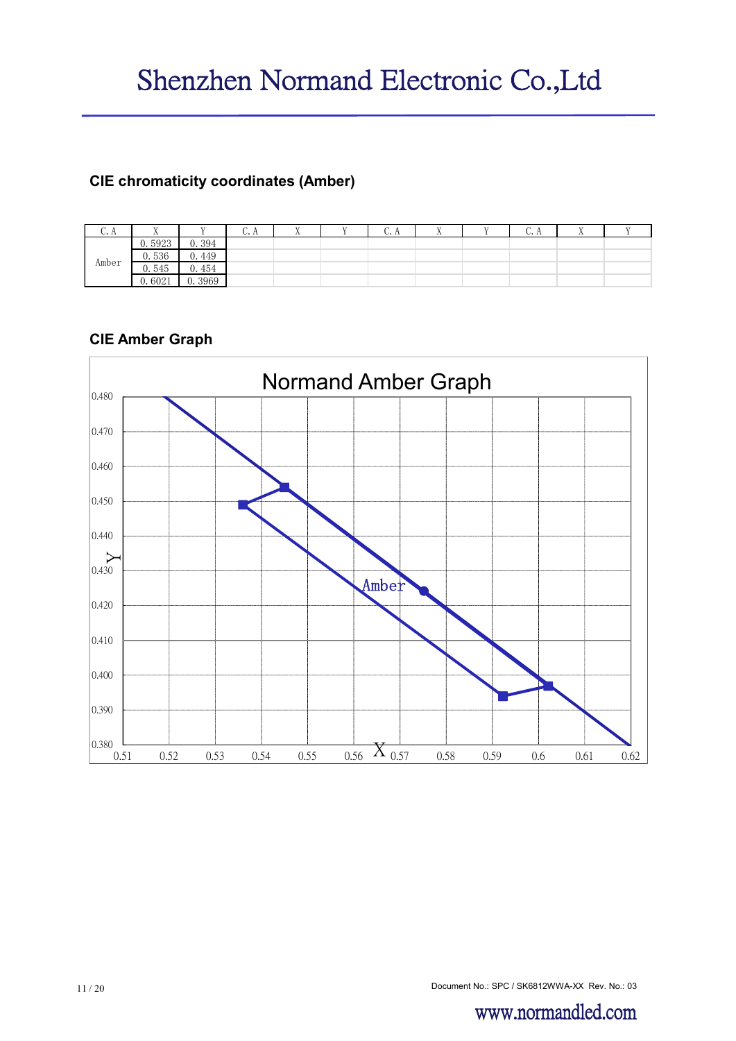## CIE chromaticity coordinates (Amber)

| C.A | X | Y | C.A | X | Y | C.A | X | Y | C.A | X | Y |
|---|---|---|---|---|---|---|---|---|---|---|---|
| Amber | 0.5923 | 0.394 | | | | | | | | | |
| | 0.536 | 0.449 | | | | | | | | | |
| | 0.545 | 0.454 | | | | | | | | | |
| | 0.6021 | 0.3969 | | | | | | | | | |

## CIE Amber Graph

Normand Amber Graph

Y: 0.380, 0.390, 0.400, 0.410, 0.420, 0.430, 0.440, 0.450, 0.460, 0.470, 0.480

X: 0.51, 0.52, 0.53, 0.54, 0.55, 0.56, 0.57, 0.58, 0.59, 0.6, 0.61, 0.62

Amber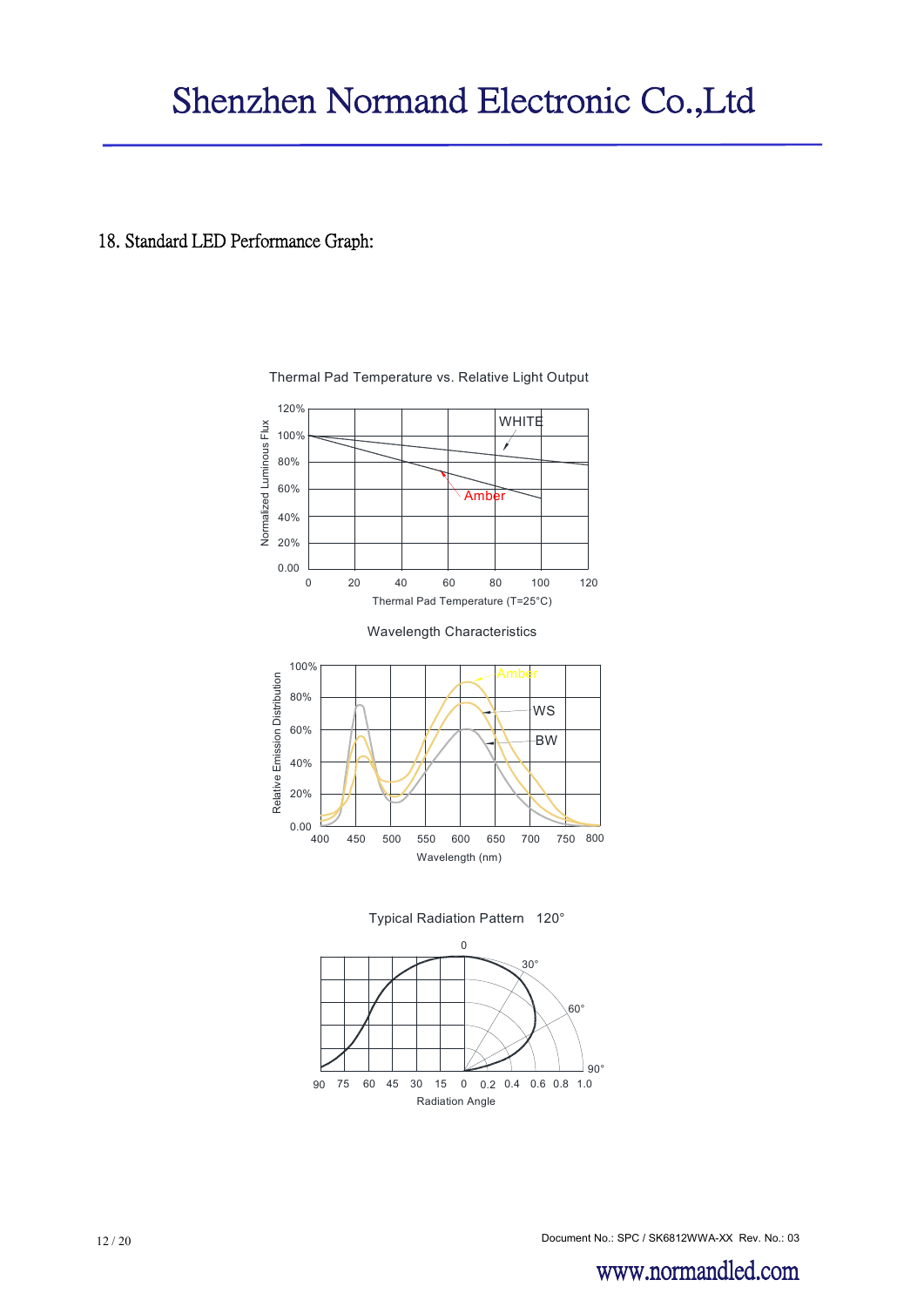## 18. Standard LED Performance Graph:

Thermal Pad Temperature vs. Relative Light Output

Wavelength Characteristics

Typical Radiation Pattern 120°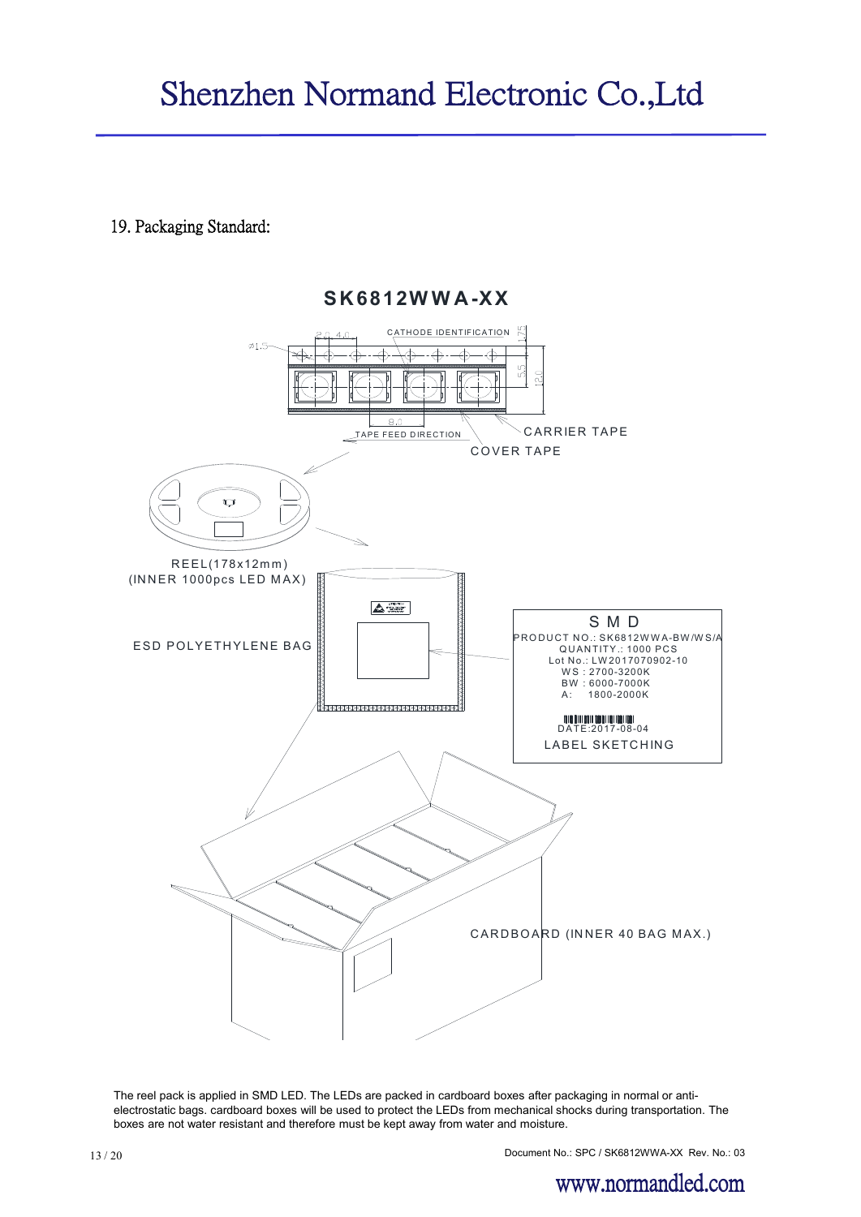## 19. Packaging Standard:

**SK6812WWA-XX**

CATHODE IDENTIFICATION

CARRIER TAPE

TAPE FEED DIRECTION

COVER TAPE

REEL(178x12mm)
(INNER 1000pcs LED MAX)

ESD POLYETHYLENE BAG

S M D
PRODUCT NO.: SK6812WWA-BW/WS/A
QUANTITY.: 1000 PCS
Lot No.: LW2017070902-10
WS : 2700-3200K
BW : 6000-7000K
A: 1800-2000K
DATE:2017-08-04
LABEL SKETCHING

CARDBOARD (INNER 40 BAG MAX.)

The reel pack is applied in SMD LED. The LEDs are packed in cardboard boxes after packaging in normal or anti-electrostatic bags. cardboard boxes will be used to protect the LEDs from mechanical shocks during transportation. The boxes are not water resistant and therefore must be kept away from water and moisture.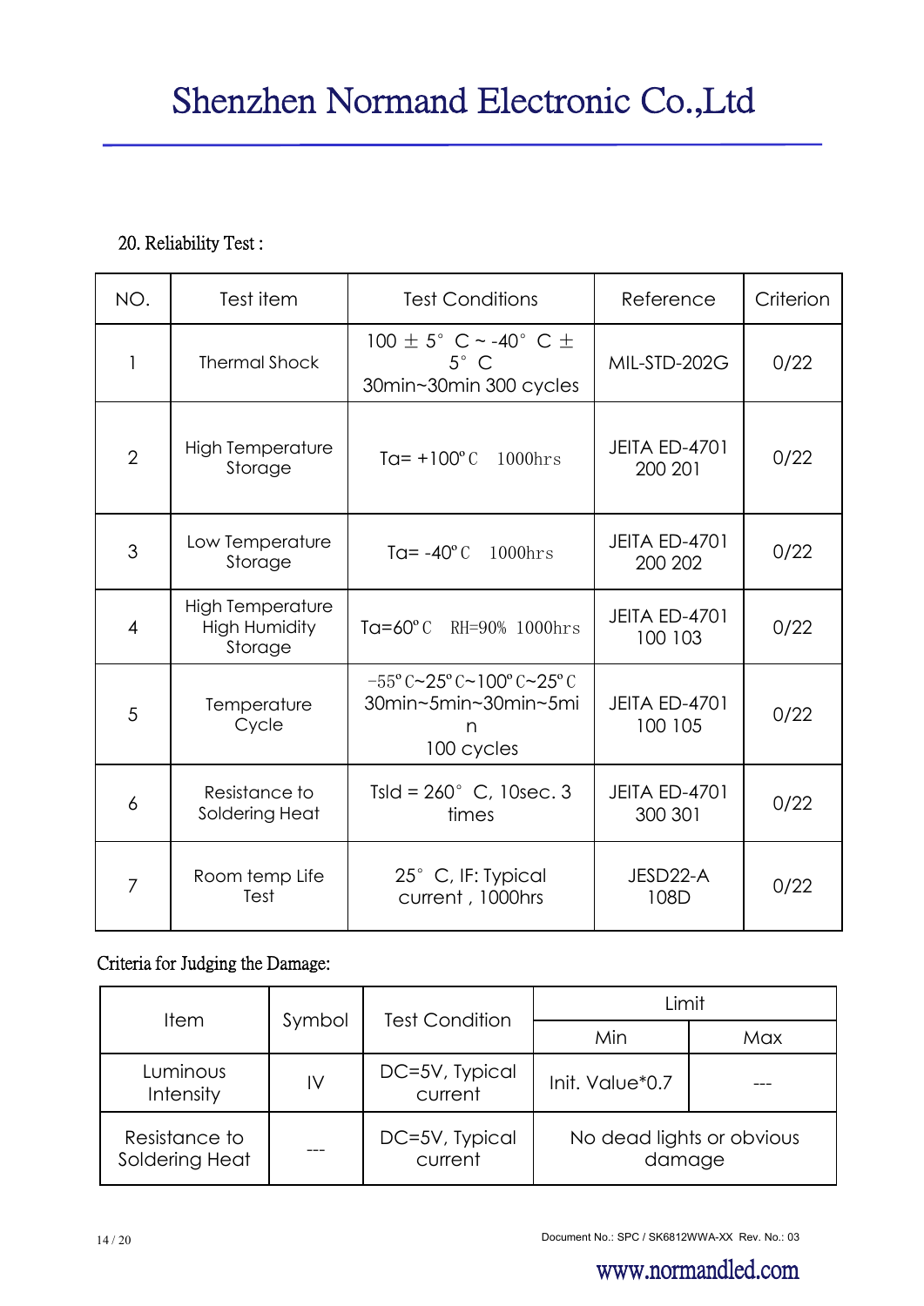## 20. Reliability Test :

| NO. | Test item | Test Conditions | Reference | Criterion |
|---|---|---|---|---|
| 1 | Thermal Shock | 100 ± 5° C ~ -40° C ± 5° C 30min~30min 300 cycles | MIL-STD-202G | 0/22 |
| 2 | High Temperature Storage | Ta= +100°C 1000hrs | JEITA ED-4701 200 201 | 0/22 |
| 3 | Low Temperature Storage | Ta= -40°C 1000hrs | JEITA ED-4701 200 202 | 0/22 |
| 4 | High Temperature High Humidity Storage | Ta=60°C RH=90% 1000hrs | JEITA ED-4701 100 103 | 0/22 |
| 5 | Temperature Cycle | -55°C~25°C~100°C~25°C 30min~5min~30min~5min 100 cycles | JEITA ED-4701 100 105 | 0/22 |
| 6 | Resistance to Soldering Heat | Tsld = 260° C, 10sec. 3 times | JEITA ED-4701 300 301 | 0/22 |
| 7 | Room temp Life Test | 25° C, IF: Typical current , 1000hrs | JESD22-A 108D | 0/22 |

Criteria for Judging the Damage:

| Item | Symbol | Test Condition | Limit | |
|---|---|---|---|---|
| | | | Min | Max |
| Luminous Intensity | IV | DC=5V, Typical current | Init. Value*0.7 | --- |
| Resistance to Soldering Heat | --- | DC=5V, Typical current | No dead lights or obvious damage | |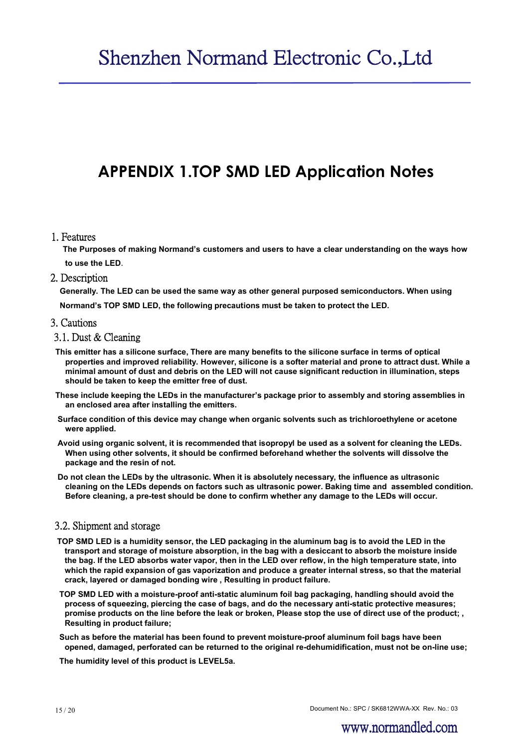# APPENDIX 1.TOP SMD LED Application Notes

## 1. Features

**The Purposes of making Normand's customers and users to have a clear understanding on the ways how to use the LED**.

## 2. Description

**Generally. The LED can be used the same way as other general purposed semiconductors. When using Normand's TOP SMD LED, the following precautions must be taken to protect the LED.**

## 3. Cautions

### 3.1. Dust & Cleaning

**This emitter has a silicone surface, There are many benefits to the silicone surface in terms of optical properties and improved reliability. However, silicone is a softer material and prone to attract dust. While a minimal amount of dust and debris on the LED will not cause significant reduction in illumination, steps should be taken to keep the emitter free of dust.**

**These include keeping the LEDs in the manufacturer's package prior to assembly and storing assemblies in an enclosed area after installing the emitters.**

**Surface condition of this device may change when organic solvents such as trichloroethylene or acetone were applied.**

**Avoid using organic solvent, it is recommended that isopropyl be used as a solvent for cleaning the LEDs. When using other solvents, it should be confirmed beforehand whether the solvents will dissolve the package and the resin of not.**

**Do not clean the LEDs by the ultrasonic. When it is absolutely necessary, the influence as ultrasonic cleaning on the LEDs depends on factors such as ultrasonic power. Baking time and assembled condition. Before cleaning, a pre-test should be done to confirm whether any damage to the LEDs will occur.**

### 3.2. Shipment and storage

**TOP SMD LED is a humidity sensor, the LED packaging in the aluminum bag is to avoid the LED in the transport and storage of moisture absorption, in the bag with a desiccant to absorb the moisture inside the bag. If the LED absorbs water vapor, then in the LED over reflow, in the high temperature state, into which the rapid expansion of gas vaporization and produce a greater internal stress, so that the material crack, layered or damaged bonding wire , Resulting in product failure.**

**TOP SMD LED with a moisture-proof anti-static aluminum foil bag packaging, handling should avoid the process of squeezing, piercing the case of bags, and do the necessary anti-static protective measures; promise products on the line before the leak or broken, Please stop the use of direct use of the product; , Resulting in product failure;**

**Such as before the material has been found to prevent moisture-proof aluminum foil bags have been opened, damaged, perforated can be returned to the original re-dehumidification, must not be on-line use;**

**The humidity level of this product is LEVEL5a.**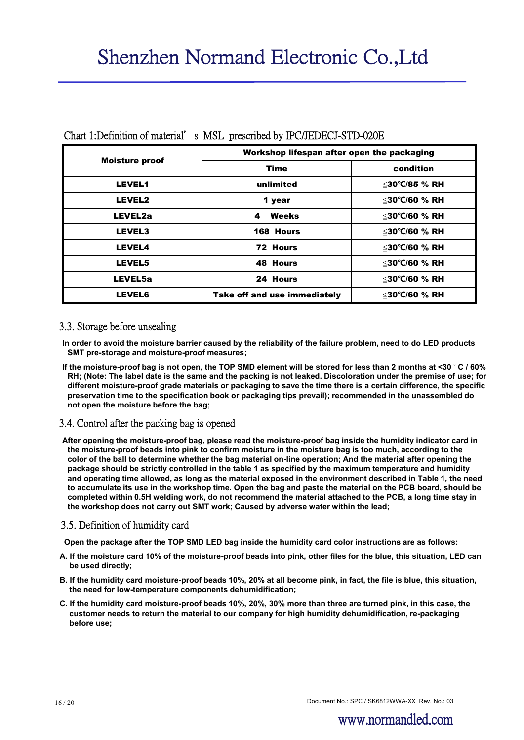Chart 1:Definition of material' s MSL prescribed by IPC/JEDECJ-STD-020E

| Moisture proof | Workshop lifespan after open the packaging | |
|---|---|---|
| | Time | condition |
| LEVEL1 | unlimited | ≦30℃/85 % RH |
| LEVEL2 | 1 year | ≦30℃/60 % RH |
| LEVEL2a | 4 Weeks | ≦30℃/60 % RH |
| LEVEL3 | 168 Hours | ≦30℃/60 % RH |
| LEVEL4 | 72 Hours | ≦30℃/60 % RH |
| LEVEL5 | 48 Hours | ≦30℃/60 % RH |
| LEVEL5a | 24 Hours | ≦30℃/60 % RH |
| LEVEL6 | Take off and use immediately | ≦30℃/60 % RH |

## 3.3. Storage before unsealing

**In order to avoid the moisture barrier caused by the reliability of the failure problem, need to do LED products SMT pre-storage and moisture-proof measures;**

**If the moisture-proof bag is not open, the TOP SMD element will be stored for less than 2 months at <30 ˚ C / 60% RH; (Note: The label date is the same and the packing is not leaked. Discoloration under the premise of use; for different moisture-proof grade materials or packaging to save the time there is a certain difference, the specific preservation time to the specification book or packaging tips prevail); recommended in the unassembled do not open the moisture before the bag;**

## 3.4. Control after the packing bag is opened

**After opening the moisture-proof bag, please read the moisture-proof bag inside the humidity indicator card in the moisture-proof beads into pink to confirm moisture in the moisture bag is too much, according to the color of the ball to determine whether the bag material on-line operation; And the material after opening the package should be strictly controlled in the table 1 as specified by the maximum temperature and humidity and operating time allowed, as long as the material exposed in the environment described in Table 1, the need to accumulate its use in the workshop time. Open the bag and paste the material on the PCB board, should be completed within 0.5H welding work, do not recommend the material attached to the PCB, a long time stay in the workshop does not carry out SMT work; Caused by adverse water within the lead;**

## 3.5. Definition of humidity card

**Open the package after the TOP SMD LED bag inside the humidity card color instructions are as follows:**

**A. If the moisture card 10% of the moisture-proof beads into pink, other files for the blue, this situation, LED can be used directly;**

**B. If the humidity card moisture-proof beads 10%, 20% at all become pink, in fact, the file is blue, this situation, the need for low-temperature components dehumidification;**

**C. If the humidity card moisture-proof beads 10%, 20%, 30% more than three are turned pink, in this case, the customer needs to return the material to our company for high humidity dehumidification, re-packaging before use;**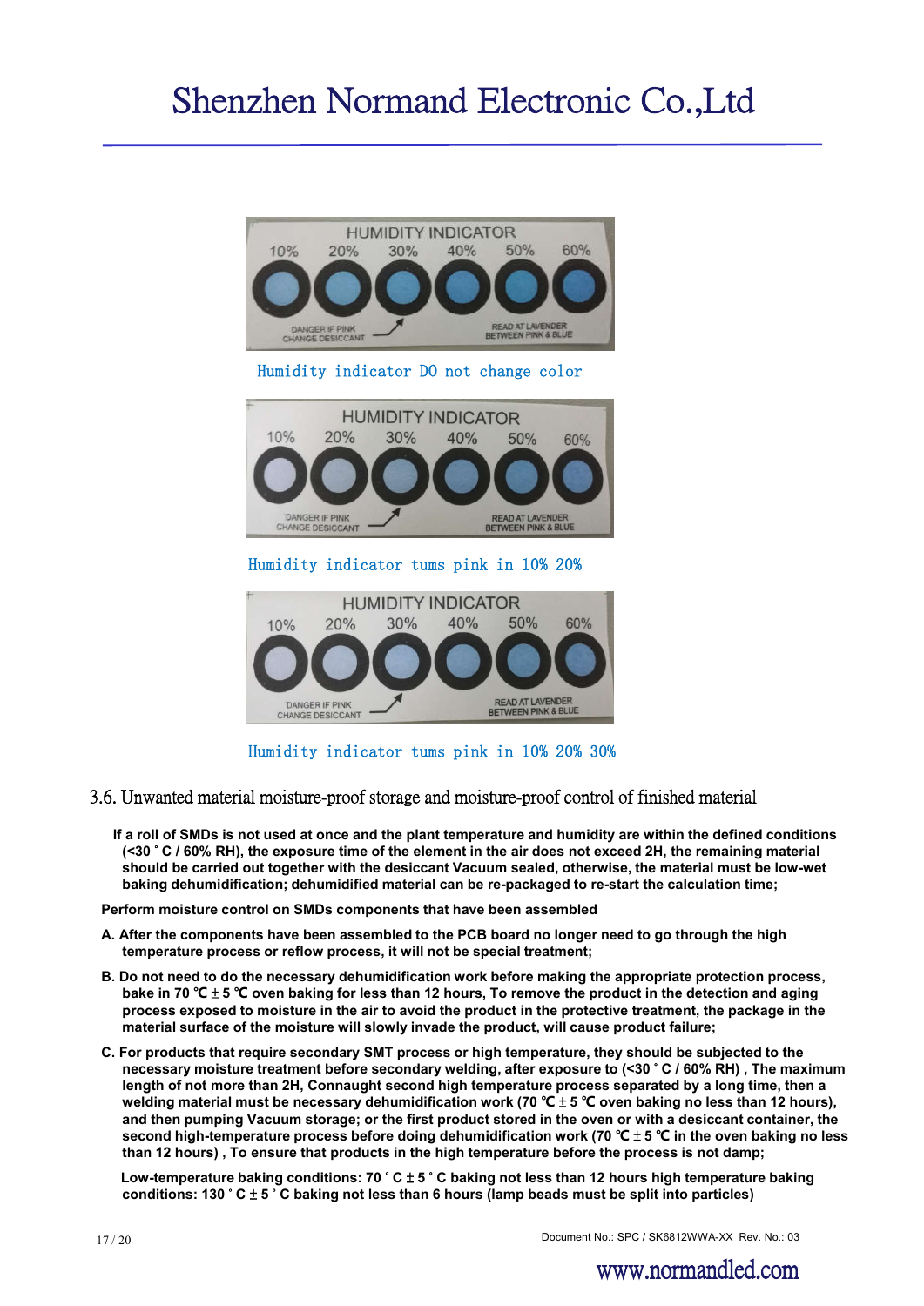Humidity indicator DO not change color

Humidity indicator tums pink in 10% 20%

Humidity indicator tums pink in 10% 20% 30%

## 3.6. Unwanted material moisture-proof storage and moisture-proof control of finished material

**If a roll of SMDs is not used at once and the plant temperature and humidity are within the defined conditions (<30 ° C / 60% RH), the exposure time of the element in the air does not exceed 2H, the remaining material should be carried out together with the desiccant Vacuum sealed, otherwise, the material must be low-wet baking dehumidification; dehumidified material can be re-packaged to re-start the calculation time;**

**Perform moisture control on SMDs components that have been assembled**

**A. After the components have been assembled to the PCB board no longer need to go through the high temperature process or reflow process, it will not be special treatment;**

**B. Do not need to do the necessary dehumidification work before making the appropriate protection process, bake in 70 ℃ ± 5 ℃ oven baking for less than 12 hours, To remove the product in the detection and aging process exposed to moisture in the air to avoid the product in the protective treatment, the package in the material surface of the moisture will slowly invade the product, will cause product failure;**

**C. For products that require secondary SMT process or high temperature, they should be subjected to the necessary moisture treatment before secondary welding, after exposure to (<30 ° C / 60% RH) , The maximum length of not more than 2H, Connaught second high temperature process separated by a long time, then a welding material must be necessary dehumidification work (70 ℃ ± 5 ℃ oven baking no less than 12 hours), and then pumping Vacuum storage; or the first product stored in the oven or with a desiccant container, the second high-temperature process before doing dehumidification work (70 ℃ ± 5 ℃ in the oven baking no less than 12 hours) , To ensure that products in the high temperature before the process is not damp;**

**Low-temperature baking conditions: 70 ° C ± 5 ° C baking not less than 12 hours high temperature baking conditions: 130 ° C ± 5 ° C baking not less than 6 hours (lamp beads must be split into particles)**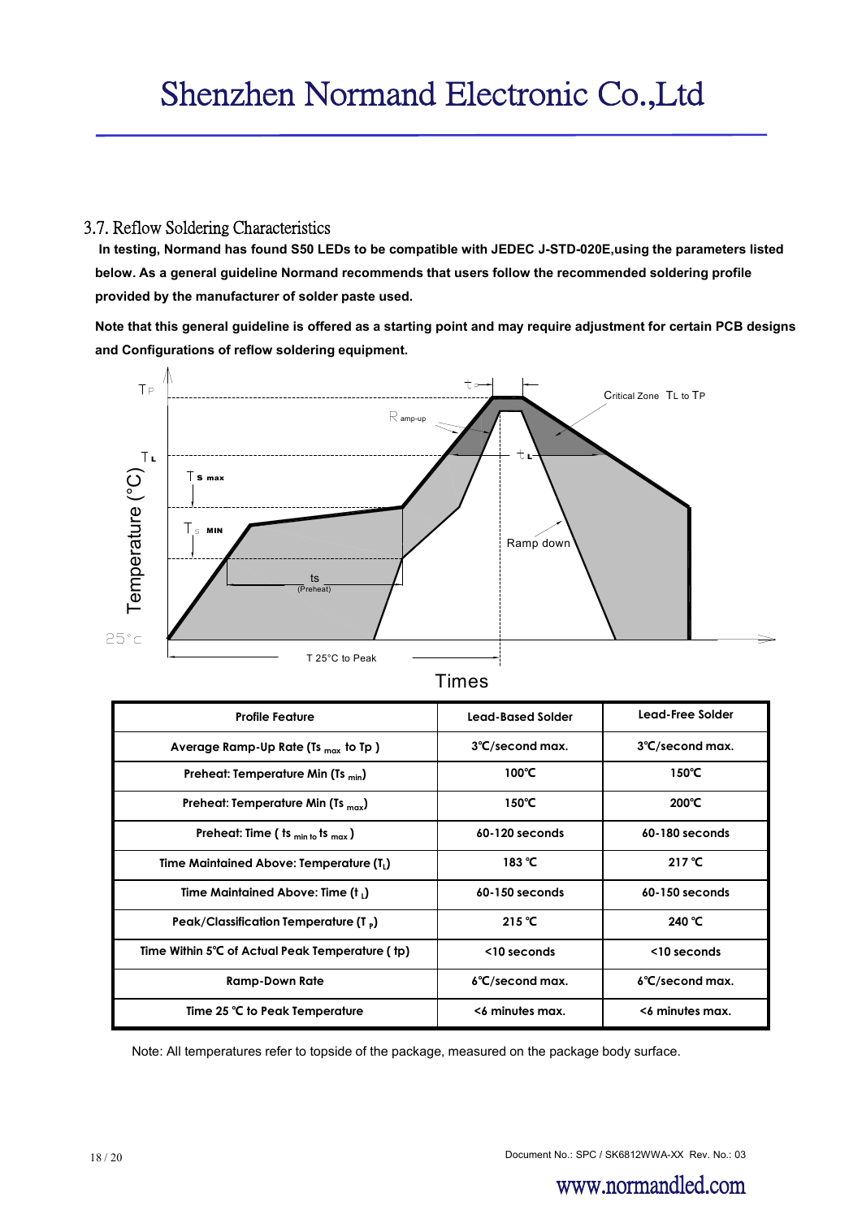### 3.7. Reflow Soldering Characteristics

**In testing, Normand has found S50 LEDs to be compatible with JEDEC J-STD-020E,using the parameters listed below. As a general guideline Normand recommends that users follow the recommended soldering profile provided by the manufacturer of solder paste used.**

**Note that this general guideline is offered as a starting point and may require adjustment for certain PCB designs and Configurations of reflow soldering equipment.**

| Profile Feature | Lead-Based Solder | Lead-Free Solder |
|---|---|---|
| Average Ramp-Up Rate ($Ts_{max}$ to Tp ) | 3℃/second max. | 3℃/second max. |
| Preheat: Temperature Min ($Ts_{min}$) | 100℃ | 150℃ |
| Preheat: Temperature Min ($Ts_{max}$) | 150℃ | 200℃ |
| Preheat: Time ( $ts_{min}$ to $ts_{max}$ ) | 60-120 seconds | 60-180 seconds |
| Time Maintained Above: Temperature ($T_L$) | 183 ℃ | 217 ℃ |
| Time Maintained Above: Time ($t_L$) | 60-150 seconds | 60-150 seconds |
| Peak/Classification Temperature ($T_P$) | 215 ℃ | 240 ℃ |
| Time Within 5℃ of Actual Peak Temperature ( tp) | <10 seconds | <10 seconds |
| Ramp-Down Rate | 6℃/second max. | 6℃/second max. |
| Time 25 ℃ to Peak Temperature | <6 minutes max. | <6 minutes max. |

Note: All temperatures refer to topside of the package, measured on the package body surface.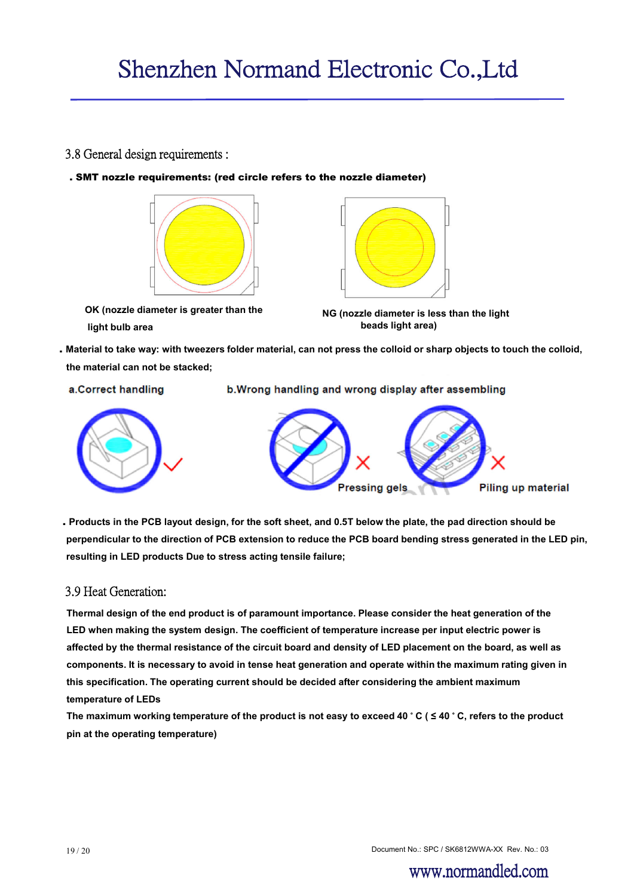## 3.8 General design requirements :

**. SMT nozzle requirements: (red circle refers to the nozzle diameter)**

**OK (nozzle diameter is greater than the light bulb area**

**NG (nozzle diameter is less than the light beads light area)**

**. Material to take way: with tweezers folder material, can not press the colloid or sharp objects to touch the colloid, the material can not be stacked;**

**a.Correct handling**

**b.Wrong handling and wrong display after assembling**

**Pressing gels**

**Piling up material**

**. Products in the PCB layout design, for the soft sheet, and 0.5T below the plate, the pad direction should be perpendicular to the direction of PCB extension to reduce the PCB board bending stress generated in the LED pin, resulting in LED products Due to stress acting tensile failure;**

## 3.9 Heat Generation:

**Thermal design of the end product is of paramount importance. Please consider the heat generation of the LED when making the system design. The coefficient of temperature increase per input electric power is affected by the thermal resistance of the circuit board and density of LED placement on the board, as well as components. It is necessary to avoid in tense heat generation and operate within the maximum rating given in this specification. The operating current should be decided after considering the ambient maximum temperature of LEDs**

**The maximum working temperature of the product is not easy to exceed 40 ˚ C ( ≤ 40 ˚ C, refers to the product pin at the operating temperature)**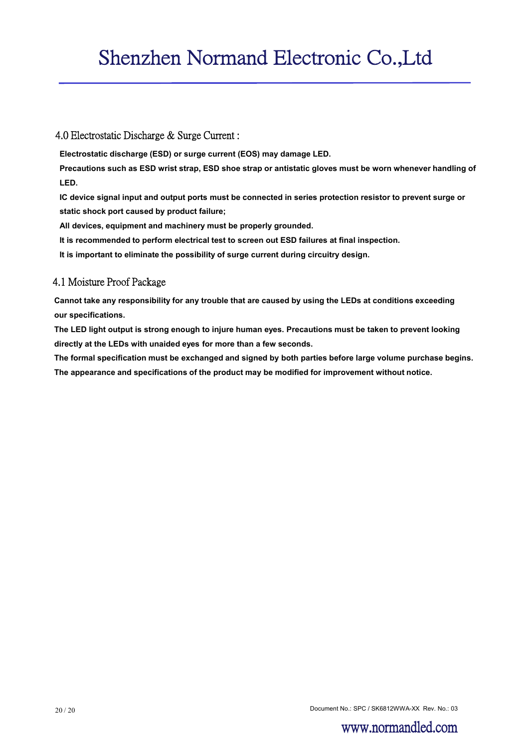## 4.0 Electrostatic Discharge & Surge Current :

**Electrostatic discharge (ESD) or surge current (EOS) may damage LED.**

**Precautions such as ESD wrist strap, ESD shoe strap or antistatic gloves must be worn whenever handling of LED.**

**IC device signal input and output ports must be connected in series protection resistor to prevent surge or static shock port caused by product failure;**

**All devices, equipment and machinery must be properly grounded.**

**It is recommended to perform electrical test to screen out ESD failures at final inspection.**

**It is important to eliminate the possibility of surge current during circuitry design.**

## 4.1 Moisture Proof Package

**Cannot take any responsibility for any trouble that are caused by using the LEDs at conditions exceeding our specifications.**

**The LED light output is strong enough to injure human eyes. Precautions must be taken to prevent looking directly at the LEDs with unaided eyes for more than a few seconds.**

**The formal specification must be exchanged and signed by both parties before large volume purchase begins.**

**The appearance and specifications of the product may be modified for improvement without notice.**